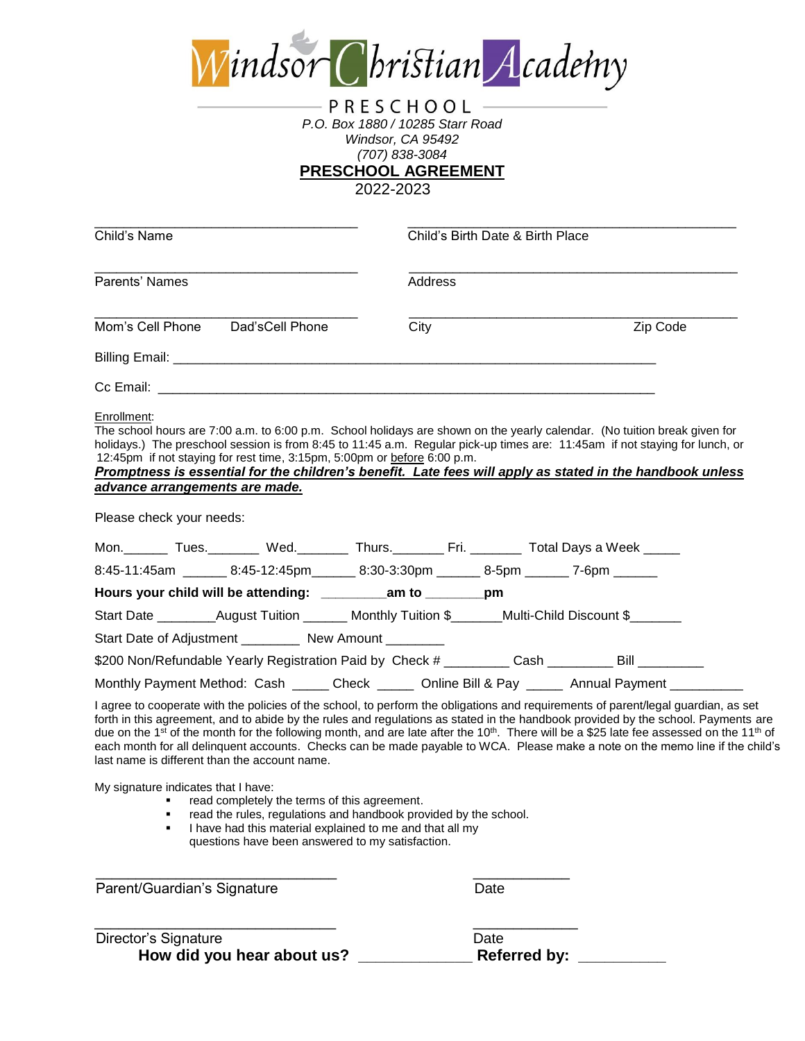# Windsor Christian Academy

PRESCHOOL

*P.O. Box 1880 / 10285 Starr Road*
*Windsor, CA 95492*
*(707) 838-3084*

## PRESCHOOL AGREEMENT

2022-2023

________________________________ Child's Name

________________________________ Child's Birth Date & Birth Place

________________________________ Parents' Names

________________________________ Address

________________________________ Mom's Cell Phone Dad'sCell Phone

________________________________ City Zip Code

Billing Email: ____________________________________________________________

Cc Email: ____________________________________________________________

Enrollment:
The school hours are 7:00 a.m. to 6:00 p.m. School holidays are shown on the yearly calendar. (No tuition break given for holidays.) The preschool session is from 8:45 to 11:45 a.m. Regular pick-up times are: 11:45am if not staying for lunch, or 12:45pm if not staying for rest time, 3:15pm, 5:00pm or before 6:00 p.m.
***Promptness is essential for the children's benefit. Late fees will apply as stated in the handbook unless advance arrangements are made.***

Please check your needs:

Mon.______ Tues._______ Wed._______ Thurs._______ Fri. _______ Total Days a Week _____

8:45-11:45am ______ 8:45-12:45pm______ 8:30-3:30pm ______ 8-5pm ______ 7-6pm ______

**Hours your child will be attending: _________am to ________pm**

Start Date ________August Tuition ______ Monthly Tuition $_______Multi-Child Discount $_______

Start Date of Adjustment ________ New Amount ________

$200 Non/Refundable Yearly Registration Paid by Check # _________ Cash _________ Bill _________

Monthly Payment Method: Cash _____ Check _____ Online Bill & Pay _____ Annual Payment __________

I agree to cooperate with the policies of the school, to perform the obligations and requirements of parent/legal guardian, as set forth in this agreement, and to abide by the rules and regulations as stated in the handbook provided by the school. Payments are due on the 1st of the month for the following month, and are late after the 10th. There will be a $25 late fee assessed on the 11th of each month for all delinquent accounts. Checks can be made payable to WCA. Please make a note on the memo line if the child's last name is different than the account name.

My signature indicates that I have:

- read completely the terms of this agreement.
- read the rules, regulations and handbook provided by the school.
- I have had this material explained to me and that all my questions have been answered to my satisfaction.

________________________________ Parent/Guardian's Signature ____________ Date

________________________________ Director's Signature ____________ Date

**How did you hear about us? _____________ Referred by: __________**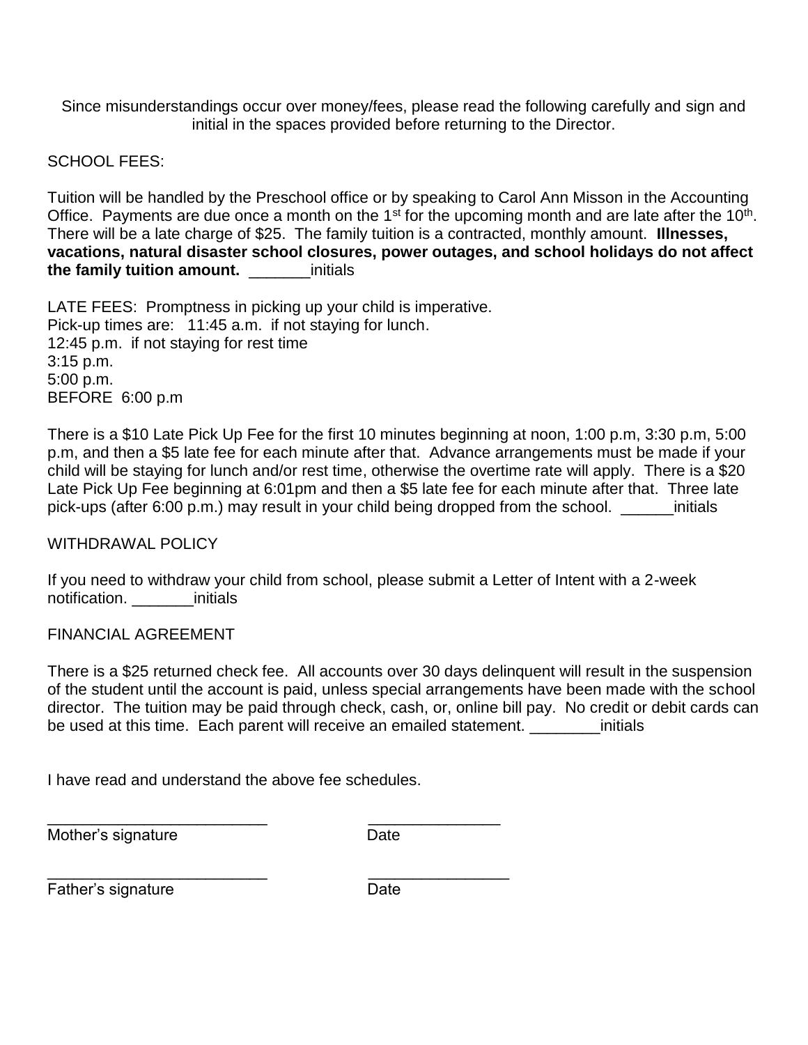Since misunderstandings occur over money/fees, please read the following carefully and sign and initial in the spaces provided before returning to the Director.

SCHOOL FEES:

Tuition will be handled by the Preschool office or by speaking to Carol Ann Misson in the Accounting Office. Payments are due once a month on the 1st for the upcoming month and are late after the 10th. There will be a late charge of $25. The family tuition is a contracted, monthly amount. **Illnesses, vacations, natural disaster school closures, power outages, and school holidays do not affect the family tuition amount.** _______initials

LATE FEES: Promptness in picking up your child is imperative.
Pick-up times are: 11:45 a.m. if not staying for lunch.
12:45 p.m. if not staying for rest time
3:15 p.m.
5:00 p.m.
BEFORE 6:00 p.m

There is a $10 Late Pick Up Fee for the first 10 minutes beginning at noon, 1:00 p.m, 3:30 p.m, 5:00 p.m, and then a $5 late fee for each minute after that. Advance arrangements must be made if your child will be staying for lunch and/or rest time, otherwise the overtime rate will apply. There is a $20 Late Pick Up Fee beginning at 6:01pm and then a $5 late fee for each minute after that. Three late pick-ups (after 6:00 p.m.) may result in your child being dropped from the school. ______initials

WITHDRAWAL POLICY

If you need to withdraw your child from school, please submit a Letter of Intent with a 2-week notification. _______initials

FINANCIAL AGREEMENT

There is a $25 returned check fee. All accounts over 30 days delinquent will result in the suspension of the student until the account is paid, unless special arrangements have been made with the school director. The tuition may be paid through check, cash, or, online bill pay. No credit or debit cards can be used at this time. Each parent will receive an emailed statement. ________initials

I have read and understand the above fee schedules.

__________________________ _______________
Mother's signature Date

__________________________ ________________
Father's signature Date